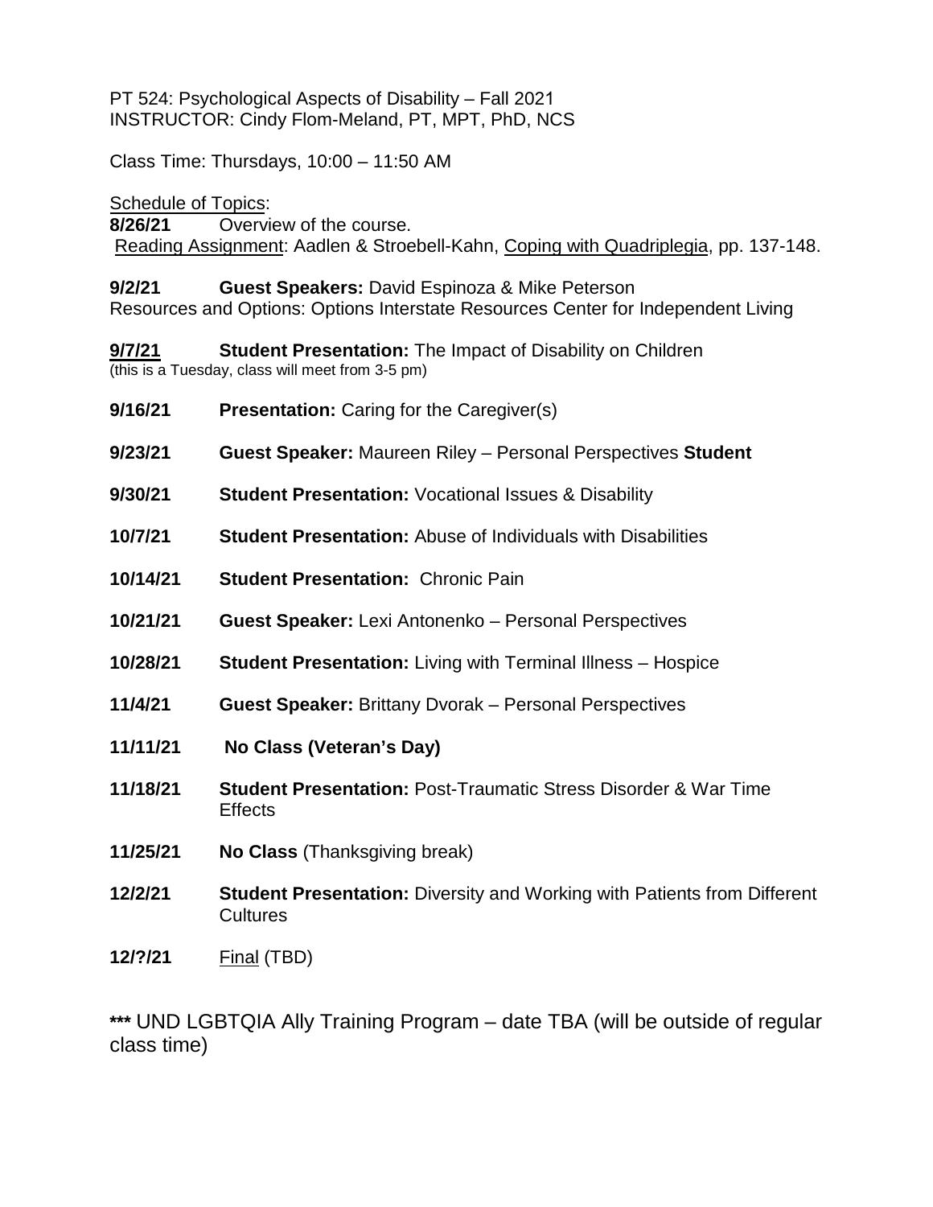PT 524: Psychological Aspects of Disability – Fall 2021
INSTRUCTOR: Cindy Flom-Meland, PT, MPT, PhD, NCS

Class Time: Thursdays, 10:00 – 11:50 AM

Schedule of Topics:

**8/26/21** Overview of the course.
Reading Assignment: Aadlen & Stroebell-Kahn, Coping with Quadriplegia, pp. 137-148.

**9/2/21** **Guest Speakers:** David Espinoza & Mike Peterson
Resources and Options: Options Interstate Resources Center for Independent Living

**9/7/21** **Student Presentation:** The Impact of Disability on Children
(this is a Tuesday, class will meet from 3-5 pm)

**9/16/21** **Presentation:** Caring for the Caregiver(s)

**9/23/21** **Guest Speaker:** Maureen Riley – Personal Perspectives **Student**

**9/30/21** **Student Presentation:** Vocational Issues & Disability

**10/7/21** **Student Presentation:** Abuse of Individuals with Disabilities

**10/14/21** **Student Presentation:** Chronic Pain

**10/21/21** **Guest Speaker:** Lexi Antonenko – Personal Perspectives

**10/28/21** **Student Presentation:** Living with Terminal Illness – Hospice

**11/4/21** **Guest Speaker:** Brittany Dvorak – Personal Perspectives

**11/11/21** **No Class (Veteran's Day)**

**11/18/21** **Student Presentation:** Post-Traumatic Stress Disorder & War Time Effects

**11/25/21** **No Class** (Thanksgiving break)

**12/2/21** **Student Presentation:** Diversity and Working with Patients from Different Cultures

**12/?/21** Final (TBD)

**\*\*\*** UND LGBTQIA Ally Training Program – date TBA (will be outside of regular class time)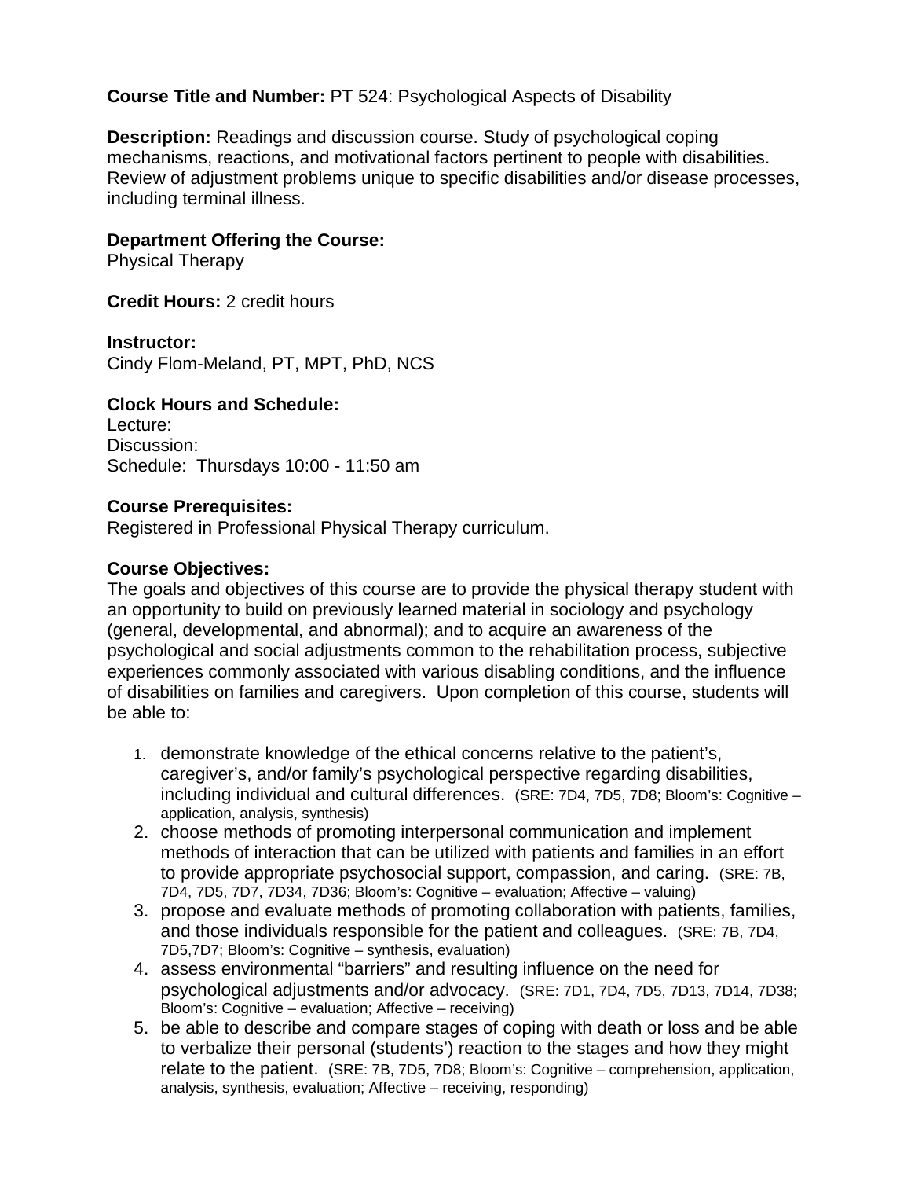**Course Title and Number:** PT 524: Psychological Aspects of Disability

**Description:** Readings and discussion course. Study of psychological coping mechanisms, reactions, and motivational factors pertinent to people with disabilities. Review of adjustment problems unique to specific disabilities and/or disease processes, including terminal illness.

**Department Offering the Course:**
Physical Therapy

**Credit Hours:** 2 credit hours

**Instructor:**
Cindy Flom-Meland, PT, MPT, PhD, NCS

**Clock Hours and Schedule:**
Lecture:
Discussion:
Schedule: Thursdays 10:00 - 11:50 am

**Course Prerequisites:**
Registered in Professional Physical Therapy curriculum.

**Course Objectives:**
The goals and objectives of this course are to provide the physical therapy student with an opportunity to build on previously learned material in sociology and psychology (general, developmental, and abnormal); and to acquire an awareness of the psychological and social adjustments common to the rehabilitation process, subjective experiences commonly associated with various disabling conditions, and the influence of disabilities on families and caregivers. Upon completion of this course, students will be able to:

1. demonstrate knowledge of the ethical concerns relative to the patient's, caregiver's, and/or family's psychological perspective regarding disabilities, including individual and cultural differences. (SRE: 7D4, 7D5, 7D8; Bloom's: Cognitive – application, analysis, synthesis)
2. choose methods of promoting interpersonal communication and implement methods of interaction that can be utilized with patients and families in an effort to provide appropriate psychosocial support, compassion, and caring. (SRE: 7B, 7D4, 7D5, 7D7, 7D34, 7D36; Bloom's: Cognitive – evaluation; Affective – valuing)
3. propose and evaluate methods of promoting collaboration with patients, families, and those individuals responsible for the patient and colleagues. (SRE: 7B, 7D4, 7D5,7D7; Bloom's: Cognitive – synthesis, evaluation)
4. assess environmental "barriers" and resulting influence on the need for psychological adjustments and/or advocacy. (SRE: 7D1, 7D4, 7D5, 7D13, 7D14, 7D38; Bloom's: Cognitive – evaluation; Affective – receiving)
5. be able to describe and compare stages of coping with death or loss and be able to verbalize their personal (students') reaction to the stages and how they might relate to the patient. (SRE: 7B, 7D5, 7D8; Bloom's: Cognitive – comprehension, application, analysis, synthesis, evaluation; Affective – receiving, responding)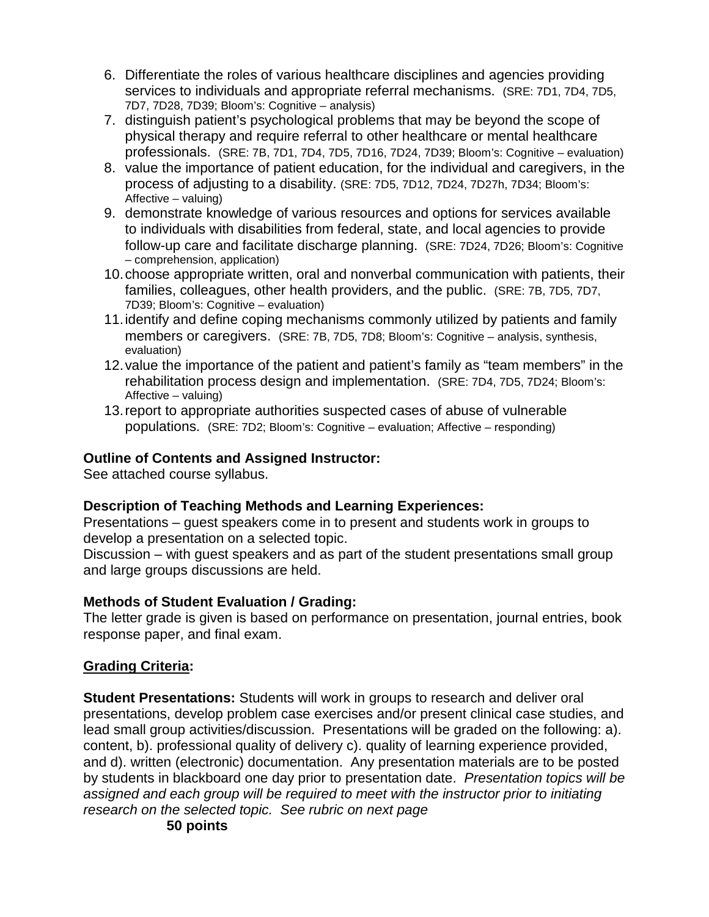6. Differentiate the roles of various healthcare disciplines and agencies providing services to individuals and appropriate referral mechanisms. (SRE: 7D1, 7D4, 7D5, 7D7, 7D28, 7D39; Bloom's: Cognitive – analysis)
7. distinguish patient's psychological problems that may be beyond the scope of physical therapy and require referral to other healthcare or mental healthcare professionals. (SRE: 7B, 7D1, 7D4, 7D5, 7D16, 7D24, 7D39; Bloom's: Cognitive – evaluation)
8. value the importance of patient education, for the individual and caregivers, in the process of adjusting to a disability. (SRE: 7D5, 7D12, 7D24, 7D27h, 7D34; Bloom's: Affective – valuing)
9. demonstrate knowledge of various resources and options for services available to individuals with disabilities from federal, state, and local agencies to provide follow-up care and facilitate discharge planning. (SRE: 7D24, 7D26; Bloom's: Cognitive – comprehension, application)
10. choose appropriate written, oral and nonverbal communication with patients, their families, colleagues, other health providers, and the public. (SRE: 7B, 7D5, 7D7, 7D39; Bloom's: Cognitive – evaluation)
11. identify and define coping mechanisms commonly utilized by patients and family members or caregivers. (SRE: 7B, 7D5, 7D8; Bloom's: Cognitive – analysis, synthesis, evaluation)
12. value the importance of the patient and patient's family as "team members" in the rehabilitation process design and implementation. (SRE: 7D4, 7D5, 7D24; Bloom's: Affective – valuing)
13. report to appropriate authorities suspected cases of abuse of vulnerable populations. (SRE: 7D2; Bloom's: Cognitive – evaluation; Affective – responding)

**Outline of Contents and Assigned Instructor:**
See attached course syllabus.

**Description of Teaching Methods and Learning Experiences:**
Presentations – guest speakers come in to present and students work in groups to develop a presentation on a selected topic.
Discussion – with guest speakers and as part of the student presentations small group and large groups discussions are held.

**Methods of Student Evaluation / Grading:**
The letter grade is given is based on performance on presentation, journal entries, book response paper, and final exam.

**Grading Criteria:**

**Student Presentations:** Students will work in groups to research and deliver oral presentations, develop problem case exercises and/or present clinical case studies, and lead small group activities/discussion. Presentations will be graded on the following: a). content, b). professional quality of delivery c). quality of learning experience provided, and d). written (electronic) documentation. Any presentation materials are to be posted by students in blackboard one day prior to presentation date. *Presentation topics will be assigned and each group will be required to meet with the instructor prior to initiating research on the selected topic. See rubric on next page*

**50 points**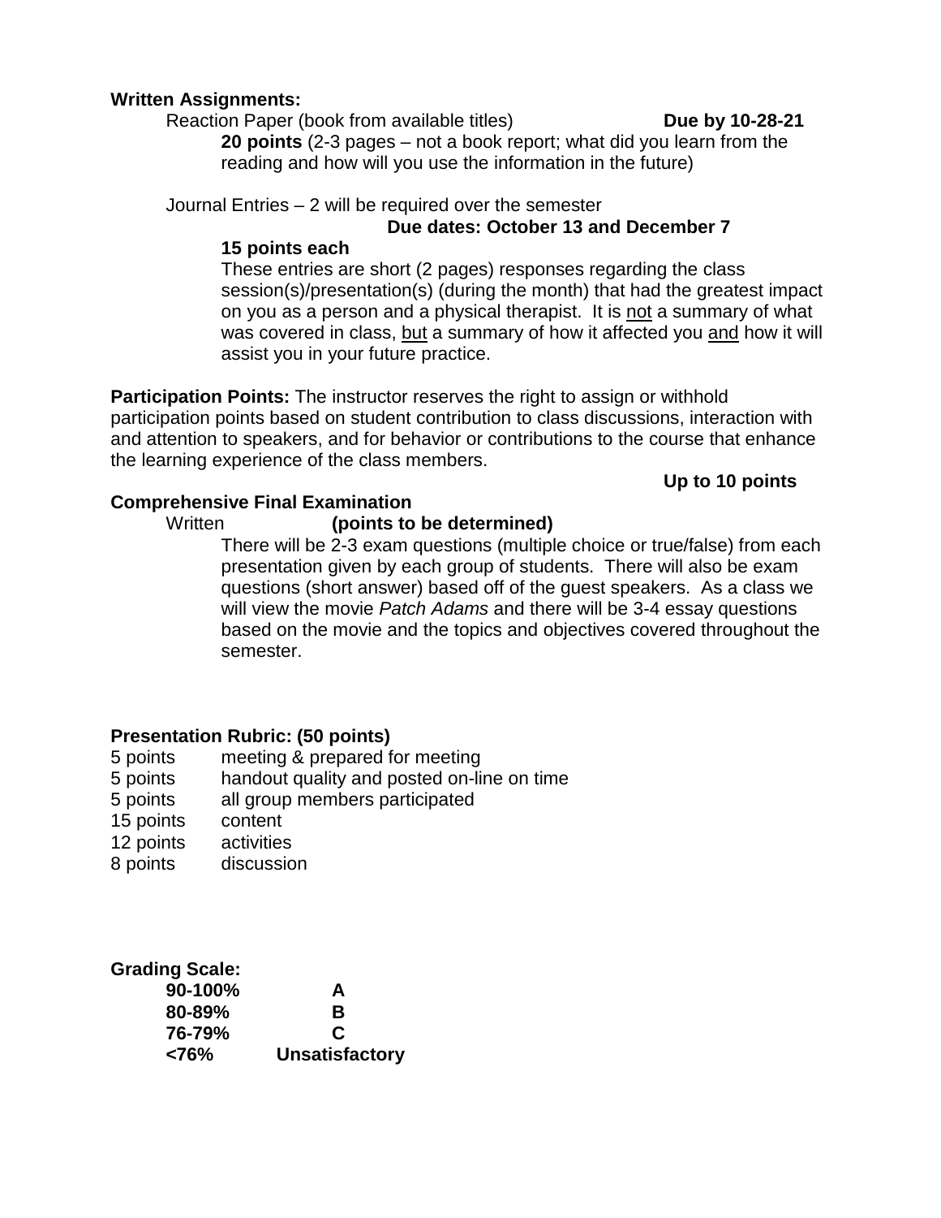**Written Assignments:**

Reaction Paper (book from available titles) **Due by 10-28-21**

**20 points** (2-3 pages – not a book report; what did you learn from the reading and how will you use the information in the future)

Journal Entries – 2 will be required over the semester

**Due dates: October 13 and December 7**

**15 points each**

These entries are short (2 pages) responses regarding the class session(s)/presentation(s) (during the month) that had the greatest impact on you as a person and a physical therapist. It is <u>not</u> a summary of what was covered in class, <u>but</u> a summary of how it affected you <u>and</u> how it will assist you in your future practice.

**Participation Points:** The instructor reserves the right to assign or withhold participation points based on student contribution to class discussions, interaction with and attention to speakers, and for behavior or contributions to the course that enhance the learning experience of the class members.

**Up to 10 points**

**Comprehensive Final Examination**

Written **(points to be determined)**

There will be 2-3 exam questions (multiple choice or true/false) from each presentation given by each group of students. There will also be exam questions (short answer) based off of the guest speakers. As a class we will view the movie *Patch Adams* and there will be 3-4 essay questions based on the movie and the topics and objectives covered throughout the semester.

**Presentation Rubric: (50 points)**

| | |
|---|---|
| 5 points | meeting & prepared for meeting |
| 5 points | handout quality and posted on-line on time |
| 5 points | all group members participated |
| 15 points | content |
| 12 points | activities |
| 8 points | discussion |

**Grading Scale:**

| | |
|---|---|
| **90-100%** | **A** |
| **80-89%** | **B** |
| **76-79%** | **C** |
| **<76%** | **Unsatisfactory** |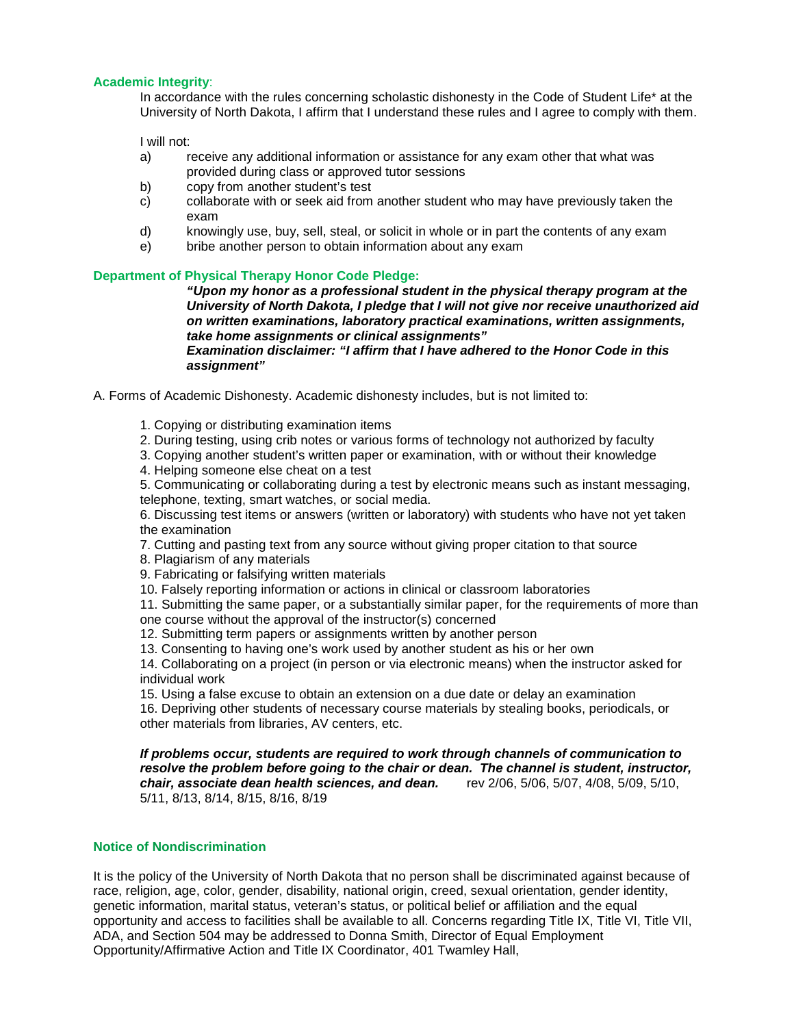**Academic Integrity**:

In accordance with the rules concerning scholastic dishonesty in the Code of Student Life* at the University of North Dakota, I affirm that I understand these rules and I agree to comply with them.

I will not:

a) receive any additional information or assistance for any exam other that what was provided during class or approved tutor sessions
b) copy from another student's test
c) collaborate with or seek aid from another student who may have previously taken the exam
d) knowingly use, buy, sell, steal, or solicit in whole or in part the contents of any exam
e) bribe another person to obtain information about any exam

**Department of Physical Therapy Honor Code Pledge:**

***"Upon my honor as a professional student in the physical therapy program at the University of North Dakota, I pledge that I will not give nor receive unauthorized aid on written examinations, laboratory practical examinations, written assignments, take home assignments or clinical assignments"***

***Examination disclaimer: "I affirm that I have adhered to the Honor Code in this assignment"***

A. Forms of Academic Dishonesty. Academic dishonesty includes, but is not limited to:

1. Copying or distributing examination items
2. During testing, using crib notes or various forms of technology not authorized by faculty
3. Copying another student's written paper or examination, with or without their knowledge
4. Helping someone else cheat on a test
5. Communicating or collaborating during a test by electronic means such as instant messaging, telephone, texting, smart watches, or social media.
6. Discussing test items or answers (written or laboratory) with students who have not yet taken the examination
7. Cutting and pasting text from any source without giving proper citation to that source
8. Plagiarism of any materials
9. Fabricating or falsifying written materials
10. Falsely reporting information or actions in clinical or classroom laboratories
11. Submitting the same paper, or a substantially similar paper, for the requirements of more than one course without the approval of the instructor(s) concerned
12. Submitting term papers or assignments written by another person
13. Consenting to having one's work used by another student as his or her own
14. Collaborating on a project (in person or via electronic means) when the instructor asked for individual work
15. Using a false excuse to obtain an extension on a due date or delay an examination
16. Depriving other students of necessary course materials by stealing books, periodicals, or other materials from libraries, AV centers, etc.

***If problems occur, students are required to work through channels of communication to resolve the problem before going to the chair or dean. The channel is student, instructor, chair, associate dean health sciences, and dean.*** rev 2/06, 5/06, 5/07, 4/08, 5/09, 5/10, 5/11, 8/13, 8/14, 8/15, 8/16, 8/19

**Notice of Nondiscrimination**

It is the policy of the University of North Dakota that no person shall be discriminated against because of race, religion, age, color, gender, disability, national origin, creed, sexual orientation, gender identity, genetic information, marital status, veteran's status, or political belief or affiliation and the equal opportunity and access to facilities shall be available to all. Concerns regarding Title IX, Title VI, Title VII, ADA, and Section 504 may be addressed to Donna Smith, Director of Equal Employment Opportunity/Affirmative Action and Title IX Coordinator, 401 Twamley Hall,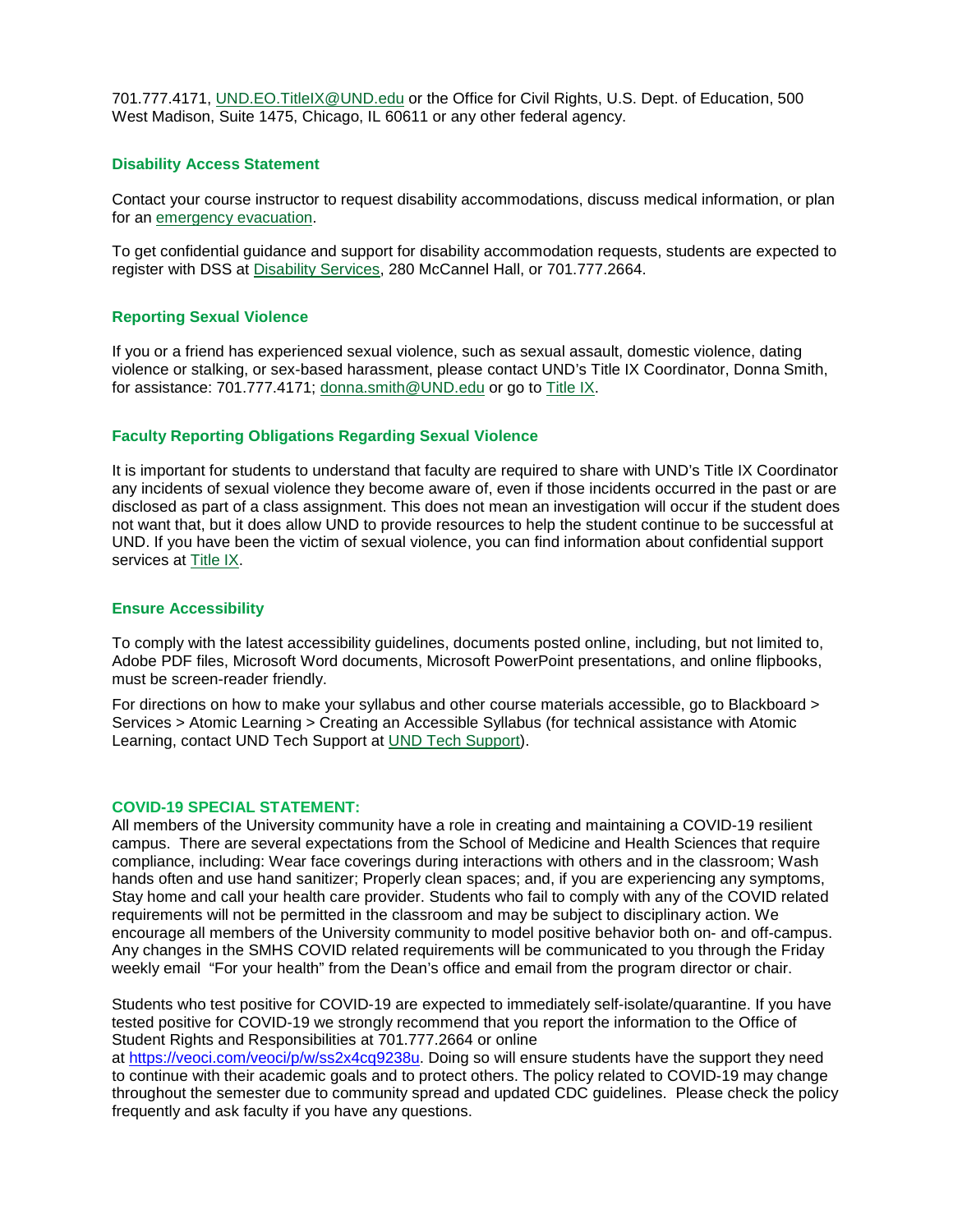701.777.4171, UND.EO.TitleIX@UND.edu or the Office for Civil Rights, U.S. Dept. of Education, 500 West Madison, Suite 1475, Chicago, IL 60611 or any other federal agency.

### Disability Access Statement

Contact your course instructor to request disability accommodations, discuss medical information, or plan for an emergency evacuation.

To get confidential guidance and support for disability accommodation requests, students are expected to register with DSS at Disability Services, 280 McCannel Hall, or 701.777.2664.

### Reporting Sexual Violence

If you or a friend has experienced sexual violence, such as sexual assault, domestic violence, dating violence or stalking, or sex-based harassment, please contact UND's Title IX Coordinator, Donna Smith, for assistance: 701.777.4171; donna.smith@UND.edu or go to Title IX.

### Faculty Reporting Obligations Regarding Sexual Violence

It is important for students to understand that faculty are required to share with UND's Title IX Coordinator any incidents of sexual violence they become aware of, even if those incidents occurred in the past or are disclosed as part of a class assignment. This does not mean an investigation will occur if the student does not want that, but it does allow UND to provide resources to help the student continue to be successful at UND. If you have been the victim of sexual violence, you can find information about confidential support services at Title IX.

### Ensure Accessibility

To comply with the latest accessibility guidelines, documents posted online, including, but not limited to, Adobe PDF files, Microsoft Word documents, Microsoft PowerPoint presentations, and online flipbooks, must be screen-reader friendly.

For directions on how to make your syllabus and other course materials accessible, go to Blackboard > Services > Atomic Learning > Creating an Accessible Syllabus (for technical assistance with Atomic Learning, contact UND Tech Support at UND Tech Support).

### COVID-19 SPECIAL STATEMENT:

All members of the University community have a role in creating and maintaining a COVID-19 resilient campus. There are several expectations from the School of Medicine and Health Sciences that require compliance, including: Wear face coverings during interactions with others and in the classroom; Wash hands often and use hand sanitizer; Properly clean spaces; and, if you are experiencing any symptoms, Stay home and call your health care provider. Students who fail to comply with any of the COVID related requirements will not be permitted in the classroom and may be subject to disciplinary action. We encourage all members of the University community to model positive behavior both on- and off-campus. Any changes in the SMHS COVID related requirements will be communicated to you through the Friday weekly email "For your health" from the Dean's office and email from the program director or chair.

Students who test positive for COVID-19 are expected to immediately self-isolate/quarantine. If you have tested positive for COVID-19 we strongly recommend that you report the information to the Office of Student Rights and Responsibilities at 701.777.2664 or online at https://veoci.com/veoci/p/w/ss2x4cq9238u. Doing so will ensure students have the support they need to continue with their academic goals and to protect others. The policy related to COVID-19 may change throughout the semester due to community spread and updated CDC guidelines. Please check the policy frequently and ask faculty if you have any questions.